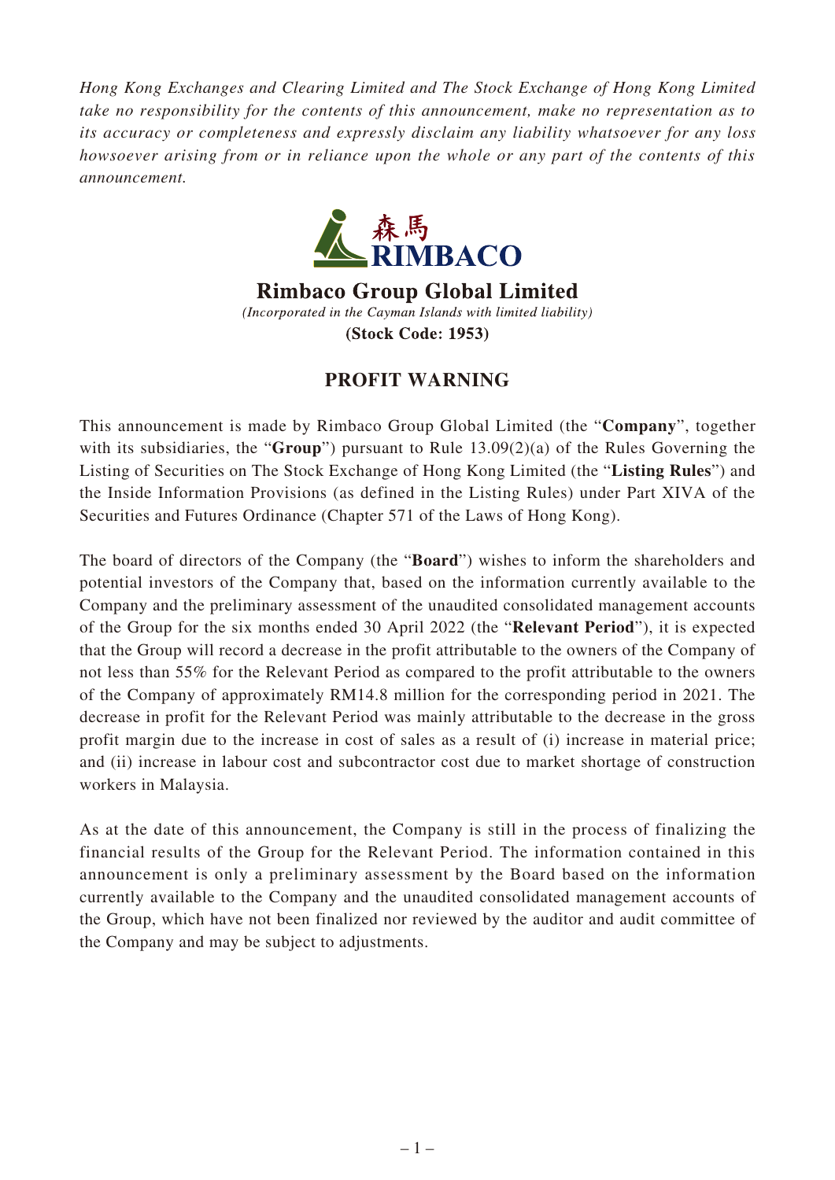*Hong Kong Exchanges and Clearing Limited and The Stock Exchange of Hong Kong Limited take no responsibility for the contents of this announcement, make no representation as to its accuracy or completeness and expressly disclaim any liability whatsoever for any loss howsoever arising from or in reliance upon the whole or any part of the contents of this announcement.*

森馬
RIMBACO

**Rimbaco Group Global Limited**

*(Incorporated in the Cayman Islands with limited liability)*

**(Stock Code: 1953)**

# PROFIT WARNING

This announcement is made by Rimbaco Group Global Limited (the "**Company**", together with its subsidiaries, the "**Group**") pursuant to Rule 13.09(2)(a) of the Rules Governing the Listing of Securities on The Stock Exchange of Hong Kong Limited (the "**Listing Rules**") and the Inside Information Provisions (as defined in the Listing Rules) under Part XIVA of the Securities and Futures Ordinance (Chapter 571 of the Laws of Hong Kong).

The board of directors of the Company (the "**Board**") wishes to inform the shareholders and potential investors of the Company that, based on the information currently available to the Company and the preliminary assessment of the unaudited consolidated management accounts of the Group for the six months ended 30 April 2022 (the "**Relevant Period**"), it is expected that the Group will record a decrease in the profit attributable to the owners of the Company of not less than 55% for the Relevant Period as compared to the profit attributable to the owners of the Company of approximately RM14.8 million for the corresponding period in 2021. The decrease in profit for the Relevant Period was mainly attributable to the decrease in the gross profit margin due to the increase in cost of sales as a result of (i) increase in material price; and (ii) increase in labour cost and subcontractor cost due to market shortage of construction workers in Malaysia.

As at the date of this announcement, the Company is still in the process of finalizing the financial results of the Group for the Relevant Period. The information contained in this announcement is only a preliminary assessment by the Board based on the information currently available to the Company and the unaudited consolidated management accounts of the Group, which have not been finalized nor reviewed by the auditor and audit committee of the Company and may be subject to adjustments.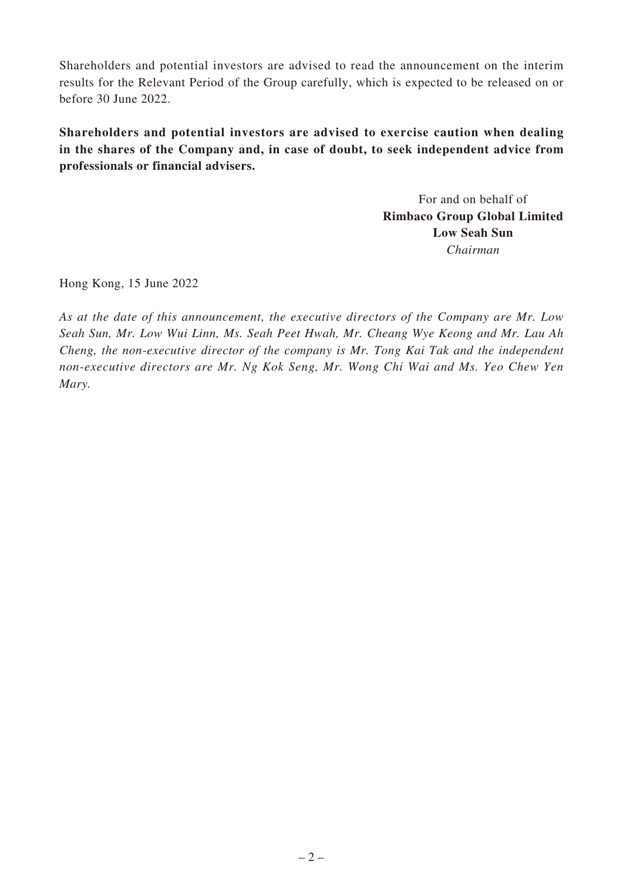Shareholders and potential investors are advised to read the announcement on the interim results for the Relevant Period of the Group carefully, which is expected to be released on or before 30 June 2022.

**Shareholders and potential investors are advised to exercise caution when dealing in the shares of the Company and, in case of doubt, to seek independent advice from professionals or financial advisers.**

For and on behalf of
**Rimbaco Group Global Limited**
**Low Seah Sun**
*Chairman*

Hong Kong, 15 June 2022

*As at the date of this announcement, the executive directors of the Company are Mr. Low Seah Sun, Mr. Low Wui Linn, Ms. Seah Peet Hwah, Mr. Cheang Wye Keong and Mr. Lau Ah Cheng, the non-executive director of the company is Mr. Tong Kai Tak and the independent non-executive directors are Mr. Ng Kok Seng, Mr. Wong Chi Wai and Ms. Yeo Chew Yen Mary.*